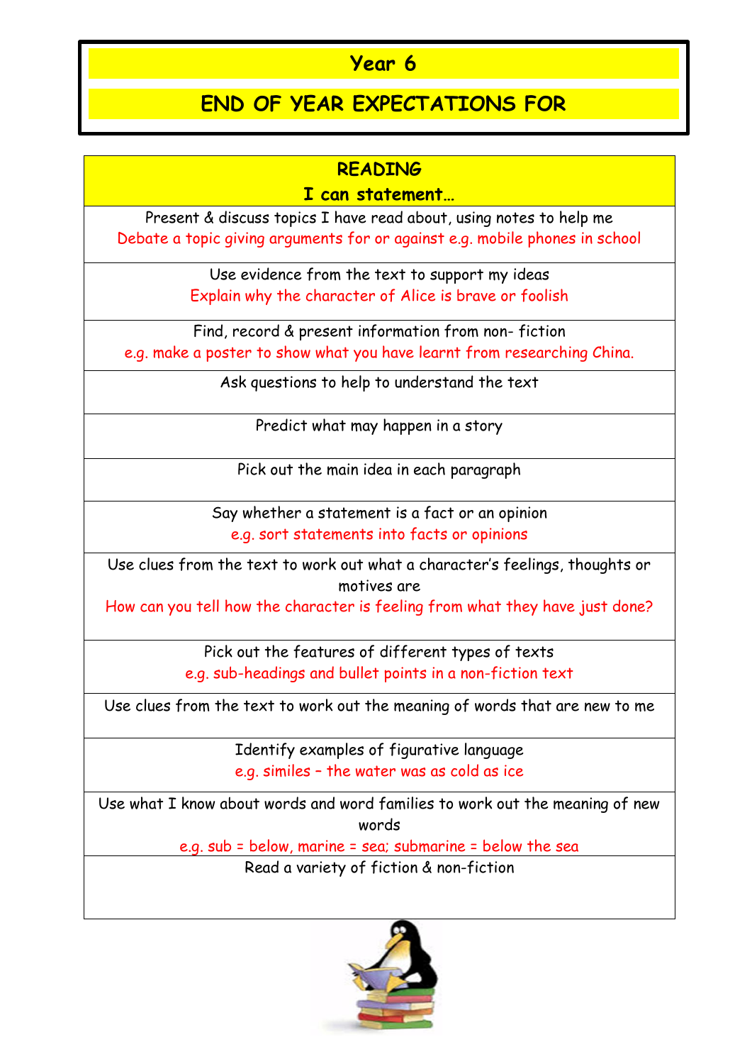# Year 6

## END OF YEAR EXPECTATIONS FOR

| READING<br>I can statement… |
|---|
| Present & discuss topics I have read about, using notes to help me<br>Debate a topic giving arguments for or against e.g. mobile phones in school |
| Use evidence from the text to support my ideas<br>Explain why the character of Alice is brave or foolish |
| Find, record & present information from non- fiction<br>e.g. make a poster to show what you have learnt from researching China. |
| Ask questions to help to understand the text |
| Predict what may happen in a story |
| Pick out the main idea in each paragraph |
| Say whether a statement is a fact or an opinion<br>e.g. sort statements into facts or opinions |
| Use clues from the text to work out what a character's feelings, thoughts or motives are<br>How can you tell how the character is feeling from what they have just done? |
| Pick out the features of different types of texts<br>e.g. sub-headings and bullet points in a non-fiction text |
| Use clues from the text to work out the meaning of words that are new to me |
| Identify examples of figurative language<br>e.g. similes – the water was as cold as ice |
| Use what I know about words and word families to work out the meaning of new words<br>e.g. sub = below, marine = sea; submarine = below the sea |
| Read a variety of fiction & non-fiction |